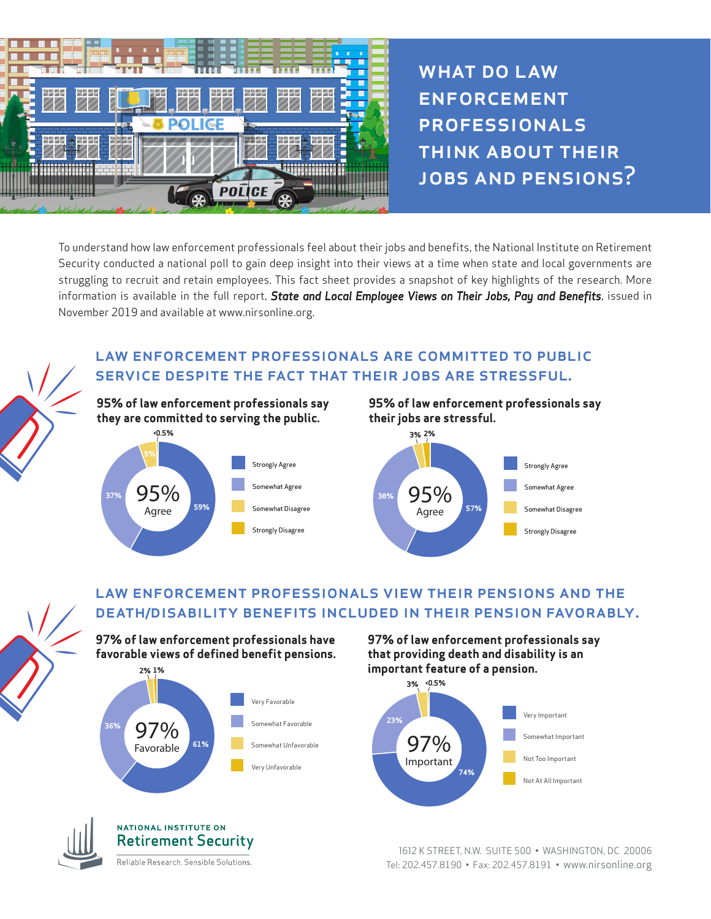# WHAT DO LAW ENFORCEMENT PROFESSIONALS THINK ABOUT THEIR JOBS AND PENSIONS?

To understand how law enforcement professionals feel about their jobs and benefits, the National Institute on Retirement Security conducted a national poll to gain deep insight into their views at a time when state and local governments are struggling to recruit and retain employees. This fact sheet provides a snapshot of key highlights of the research. More information is available in the full report, ***State and Local Employee Views on Their Jobs, Pay and Benefits***, issued in November 2019 and available at www.nirsonline.org.

## LAW ENFORCEMENT PROFESSIONALS ARE COMMITTED TO PUBLIC SERVICE DESPITE THE FACT THAT THEIR JOBS ARE STRESSFUL.

**95% of law enforcement professionals say they are committed to serving the public.**

95% Agree

| Response | Percent |
|---|---|
| Strongly Agree | 59% |
| Somewhat Agree | 37% |
| Somewhat Disagree | 5% |
| Strongly Disagree | <0.5% |

**95% of law enforcement professionals say their jobs are stressful.**

95% Agree

| Response | Percent |
|---|---|
| Strongly Agree | 57% |
| Somewhat Agree | 38% |
| Somewhat Disagree | 3% |
| Strongly Disagree | 2% |

## LAW ENFORCEMENT PROFESSIONALS VIEW THEIR PENSIONS AND THE DEATH/DISABILITY BENEFITS INCLUDED IN THEIR PENSION FAVORABLY.

**97% of law enforcement professionals have favorable views of defined benefit pensions.**

97% Favorable

| Response | Percent |
|---|---|
| Very Favorable | 61% |
| Somewhat Favorable | 36% |
| Somewhat Unfavorable | 2% |
| Very Unfavorable | 1% |

**97% of law enforcement professionals say that providing death and disability is an important feature of a pension.**

97% Important

| Response | Percent |
|---|---|
| Very Important | 74% |
| Somewhat Important | 23% |
| Not Too Important | 3% |
| Not At All Important | <0.5% |

NATIONAL INSTITUTE ON Retirement Security
Reliable Research. Sensible Solutions.

1612 K STREET, N.W. SUITE 500 • WASHINGTON, DC 20006
Tel: 202.457.8190 • Fax: 202.457.8191 • www.nirsonline.org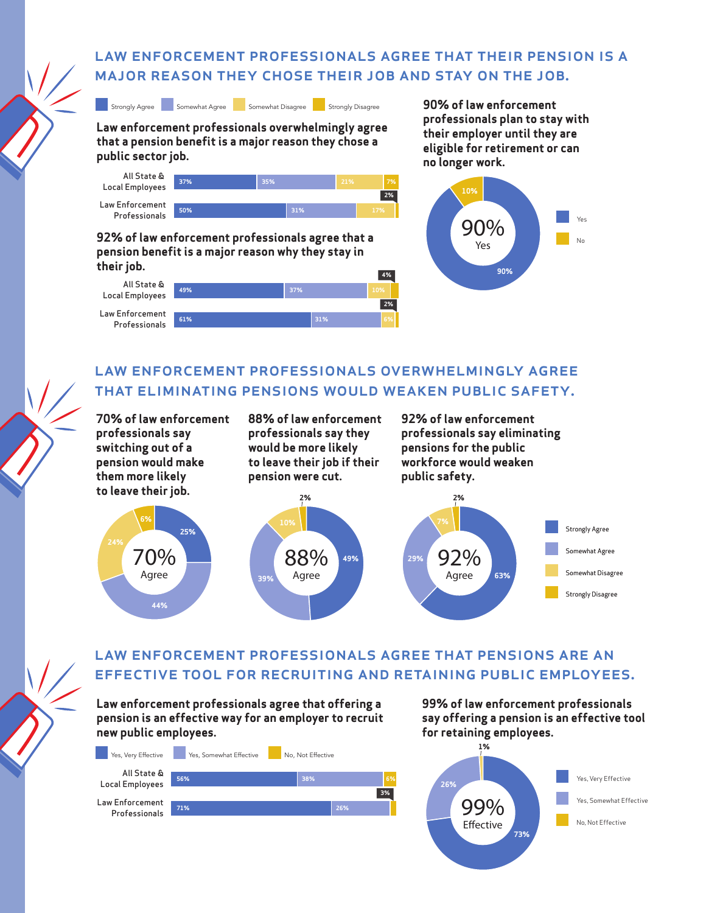## LAW ENFORCEMENT PROFESSIONALS AGREE THAT THEIR PENSION IS A MAJOR REASON THEY CHOSE THEIR JOB AND STAY ON THE JOB.

Strongly Agree
Somewhat Agree
Somewhat Disagree
Strongly Disagree

**Law enforcement professionals overwhelmingly agree that a pension benefit is a major reason they chose a public sector job.**

All State & Local Employees
37%
35%
21%
7%

Law Enforcement Professionals
50%
31%
17%
2%

**92% of law enforcement professionals agree that a pension benefit is a major reason why they stay in their job.**

All State & Local Employees
49%
37%
10%
4%

Law Enforcement Professionals
61%
31%
6%
2%

**90% of law enforcement professionals plan to stay with their employer until they are eligible for retirement or can no longer work.**

90%
Yes
90%
10%

Yes
No

## LAW ENFORCEMENT PROFESSIONALS OVERWHELMINGLY AGREE THAT ELIMINATING PENSIONS WOULD WEAKEN PUBLIC SAFETY.

**70% of law enforcement professionals say switching out of a pension would make them more likely to leave their job.**

70%
Agree
25%
44%
24%
6%

**88% of law enforcement professionals say they would be more likely to leave their job if their pension were cut.**

88%
Agree
49%
39%
10%
2%

**92% of law enforcement professionals say eliminating pensions for the public workforce would weaken public safety.**

92%
Agree
63%
29%
7%
2%

Strongly Agree
Somewhat Agree
Somewhat Disagree
Strongly Disagree

## LAW ENFORCEMENT PROFESSIONALS AGREE THAT PENSIONS ARE AN EFFECTIVE TOOL FOR RECRUITING AND RETAINING PUBLIC EMPLOYEES.

**Law enforcement professionals agree that offering a pension is an effective way for an employer to recruit new public employees.**

Yes, Very Effective
Yes, Somewhat Effective
No, Not Effective

All State & Local Employees
56%
38%
6%

Law Enforcement Professionals
71%
26%
3%

**99% of law enforcement professionals say offering a pension is an effective tool for retaining employees.**

99%
Effective
73%
26%
1%

Yes, Very Effective
Yes, Somewhat Effective
No, Not Effective